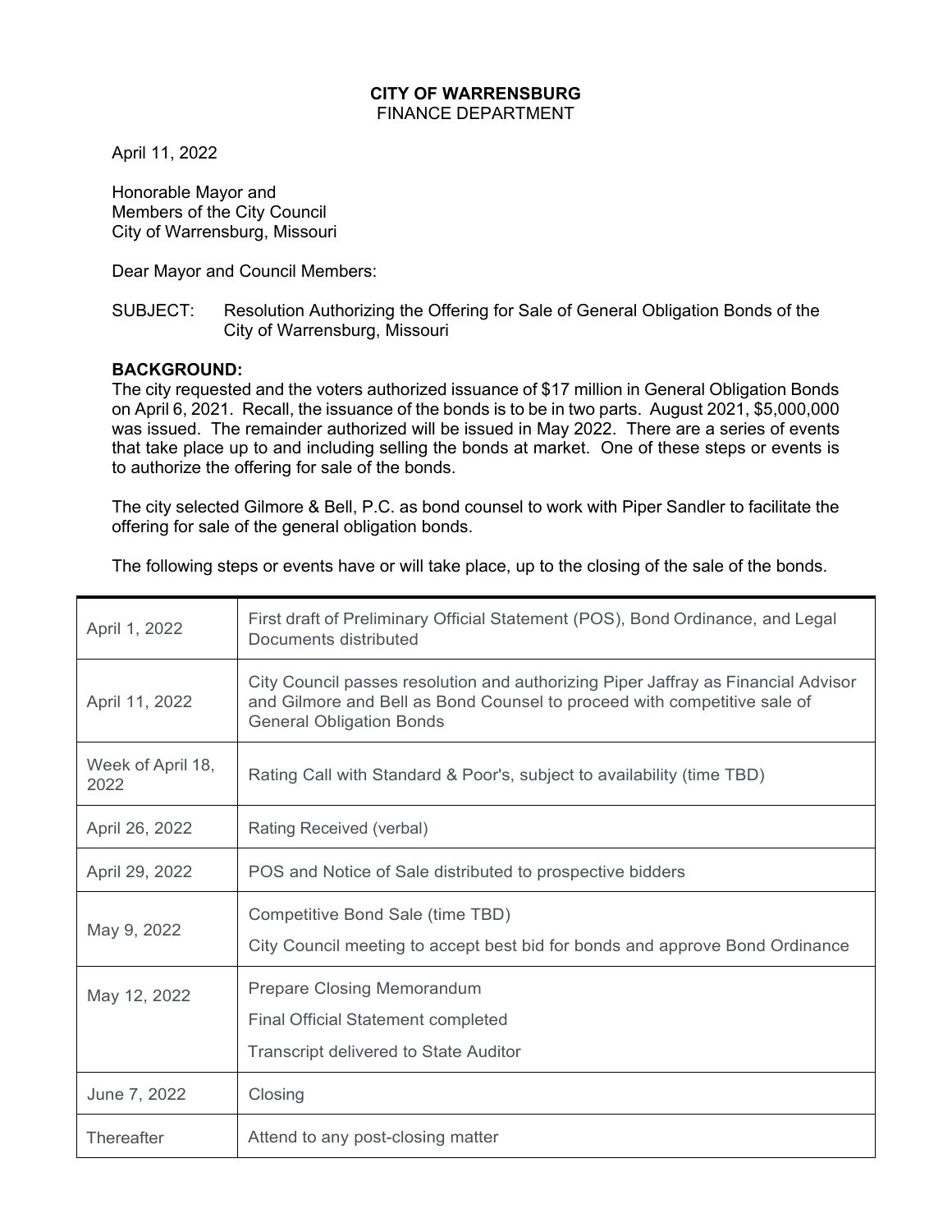**CITY OF WARRENSBURG**
FINANCE DEPARTMENT

April 11, 2022

Honorable Mayor and
Members of the City Council
City of Warrensburg, Missouri

Dear Mayor and Council Members:

SUBJECT: Resolution Authorizing the Offering for Sale of General Obligation Bonds of the City of Warrensburg, Missouri

**BACKGROUND:**
The city requested and the voters authorized issuance of $17 million in General Obligation Bonds on April 6, 2021. Recall, the issuance of the bonds is to be in two parts. August 2021, $5,000,000 was issued. The remainder authorized will be issued in May 2022. There are a series of events that take place up to and including selling the bonds at market. One of these steps or events is to authorize the offering for sale of the bonds.

The city selected Gilmore & Bell, P.C. as bond counsel to work with Piper Sandler to facilitate the offering for sale of the general obligation bonds.

The following steps or events have or will take place, up to the closing of the sale of the bonds.

| | |
|---|---|
| April 1, 2022 | First draft of Preliminary Official Statement (POS), Bond Ordinance, and Legal Documents distributed |
| April 11, 2022 | City Council passes resolution and authorizing Piper Jaffray as Financial Advisor and Gilmore and Bell as Bond Counsel to proceed with competitive sale of General Obligation Bonds |
| Week of April 18, 2022 | Rating Call with Standard & Poor's, subject to availability (time TBD) |
| April 26, 2022 | Rating Received (verbal) |
| April 29, 2022 | POS and Notice of Sale distributed to prospective bidders |
| May 9, 2022 | Competitive Bond Sale (time TBD)<br>City Council meeting to accept best bid for bonds and approve Bond Ordinance |
| May 12, 2022 | Prepare Closing Memorandum<br>Final Official Statement completed<br>Transcript delivered to State Auditor |
| June 7, 2022 | Closing |
| Thereafter | Attend to any post-closing matter |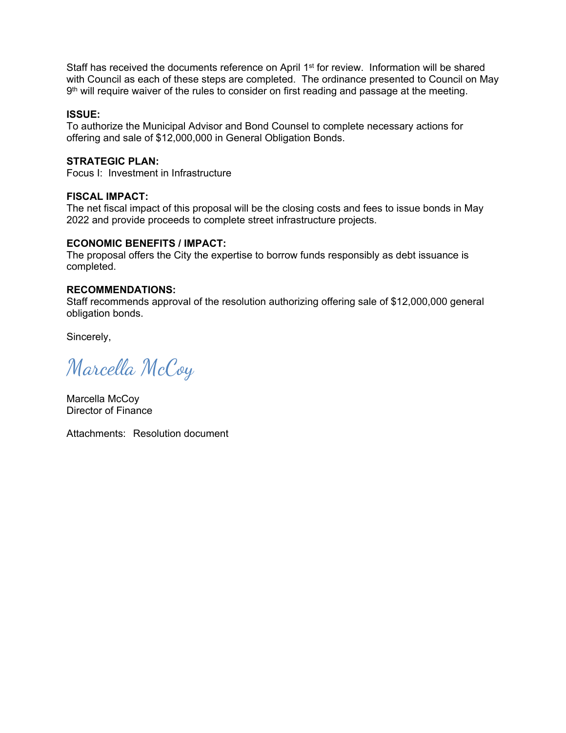Staff has received the documents reference on April 1st for review. Information will be shared with Council as each of these steps are completed. The ordinance presented to Council on May 9th will require waiver of the rules to consider on first reading and passage at the meeting.

**ISSUE:**
To authorize the Municipal Advisor and Bond Counsel to complete necessary actions for offering and sale of $12,000,000 in General Obligation Bonds.

**STRATEGIC PLAN:**
Focus I: Investment in Infrastructure

**FISCAL IMPACT:**
The net fiscal impact of this proposal will be the closing costs and fees to issue bonds in May 2022 and provide proceeds to complete street infrastructure projects.

**ECONOMIC BENEFITS / IMPACT:**
The proposal offers the City the expertise to borrow funds responsibly as debt issuance is completed.

**RECOMMENDATIONS:**
Staff recommends approval of the resolution authorizing offering sale of $12,000,000 general obligation bonds.

Sincerely,

*Marcella McCoy*

Marcella McCoy
Director of Finance

Attachments: Resolution document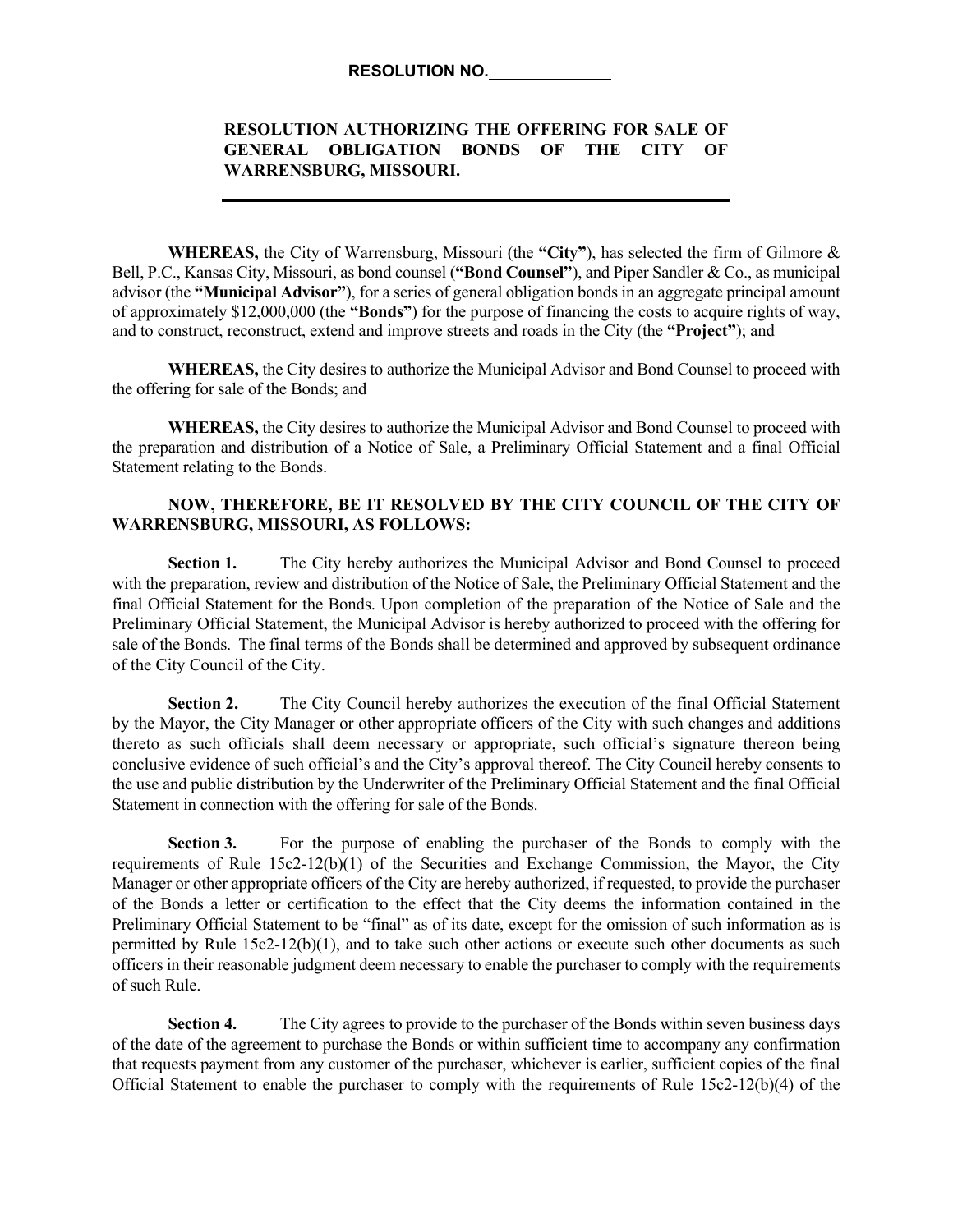**RESOLUTION NO.\_\_\_\_\_\_\_\_\_\_\_\_\_\_**

**RESOLUTION AUTHORIZING THE OFFERING FOR SALE OF GENERAL OBLIGATION BONDS OF THE CITY OF WARRENSBURG, MISSOURI.**

---

**WHEREAS,** the City of Warrensburg, Missouri (the **"City"**), has selected the firm of Gilmore & Bell, P.C., Kansas City, Missouri, as bond counsel (**"Bond Counsel"**), and Piper Sandler & Co., as municipal advisor (the **"Municipal Advisor"**), for a series of general obligation bonds in an aggregate principal amount of approximately $12,000,000 (the **"Bonds"**) for the purpose of financing the costs to acquire rights of way, and to construct, reconstruct, extend and improve streets and roads in the City (the **"Project"**); and

**WHEREAS,** the City desires to authorize the Municipal Advisor and Bond Counsel to proceed with the offering for sale of the Bonds; and

**WHEREAS,** the City desires to authorize the Municipal Advisor and Bond Counsel to proceed with the preparation and distribution of a Notice of Sale, a Preliminary Official Statement and a final Official Statement relating to the Bonds.

**NOW, THEREFORE, BE IT RESOLVED BY THE CITY COUNCIL OF THE CITY OF WARRENSBURG, MISSOURI, AS FOLLOWS:**

**Section 1.** The City hereby authorizes the Municipal Advisor and Bond Counsel to proceed with the preparation, review and distribution of the Notice of Sale, the Preliminary Official Statement and the final Official Statement for the Bonds. Upon completion of the preparation of the Notice of Sale and the Preliminary Official Statement, the Municipal Advisor is hereby authorized to proceed with the offering for sale of the Bonds. The final terms of the Bonds shall be determined and approved by subsequent ordinance of the City Council of the City.

**Section 2.** The City Council hereby authorizes the execution of the final Official Statement by the Mayor, the City Manager or other appropriate officers of the City with such changes and additions thereto as such officials shall deem necessary or appropriate, such official's signature thereon being conclusive evidence of such official's and the City's approval thereof. The City Council hereby consents to the use and public distribution by the Underwriter of the Preliminary Official Statement and the final Official Statement in connection with the offering for sale of the Bonds.

**Section 3.** For the purpose of enabling the purchaser of the Bonds to comply with the requirements of Rule 15c2-12(b)(1) of the Securities and Exchange Commission, the Mayor, the City Manager or other appropriate officers of the City are hereby authorized, if requested, to provide the purchaser of the Bonds a letter or certification to the effect that the City deems the information contained in the Preliminary Official Statement to be "final" as of its date, except for the omission of such information as is permitted by Rule 15c2-12(b)(1), and to take such other actions or execute such other documents as such officers in their reasonable judgment deem necessary to enable the purchaser to comply with the requirements of such Rule.

**Section 4.** The City agrees to provide to the purchaser of the Bonds within seven business days of the date of the agreement to purchase the Bonds or within sufficient time to accompany any confirmation that requests payment from any customer of the purchaser, whichever is earlier, sufficient copies of the final Official Statement to enable the purchaser to comply with the requirements of Rule 15c2-12(b)(4) of the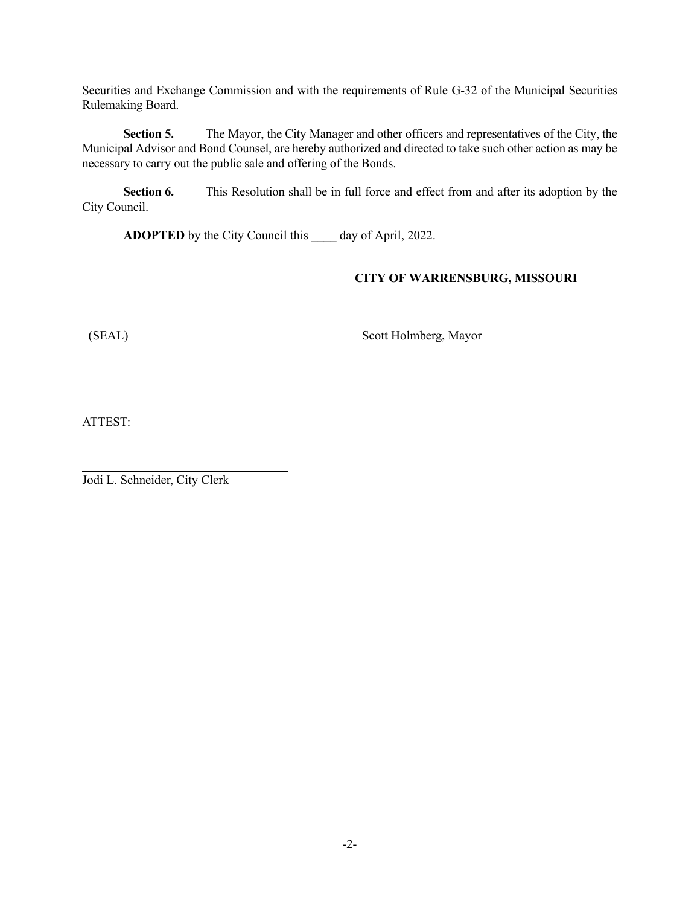Securities and Exchange Commission and with the requirements of Rule G-32 of the Municipal Securities Rulemaking Board.

**Section 5.** The Mayor, the City Manager and other officers and representatives of the City, the Municipal Advisor and Bond Counsel, are hereby authorized and directed to take such other action as may be necessary to carry out the public sale and offering of the Bonds.

**Section 6.** This Resolution shall be in full force and effect from and after its adoption by the City Council.

**ADOPTED** by the City Council this ____ day of April, 2022.

**CITY OF WARRENSBURG, MISSOURI**

(SEAL)

______________________________
Scott Holmberg, Mayor

ATTEST:

______________________________
Jodi L. Schneider, City Clerk